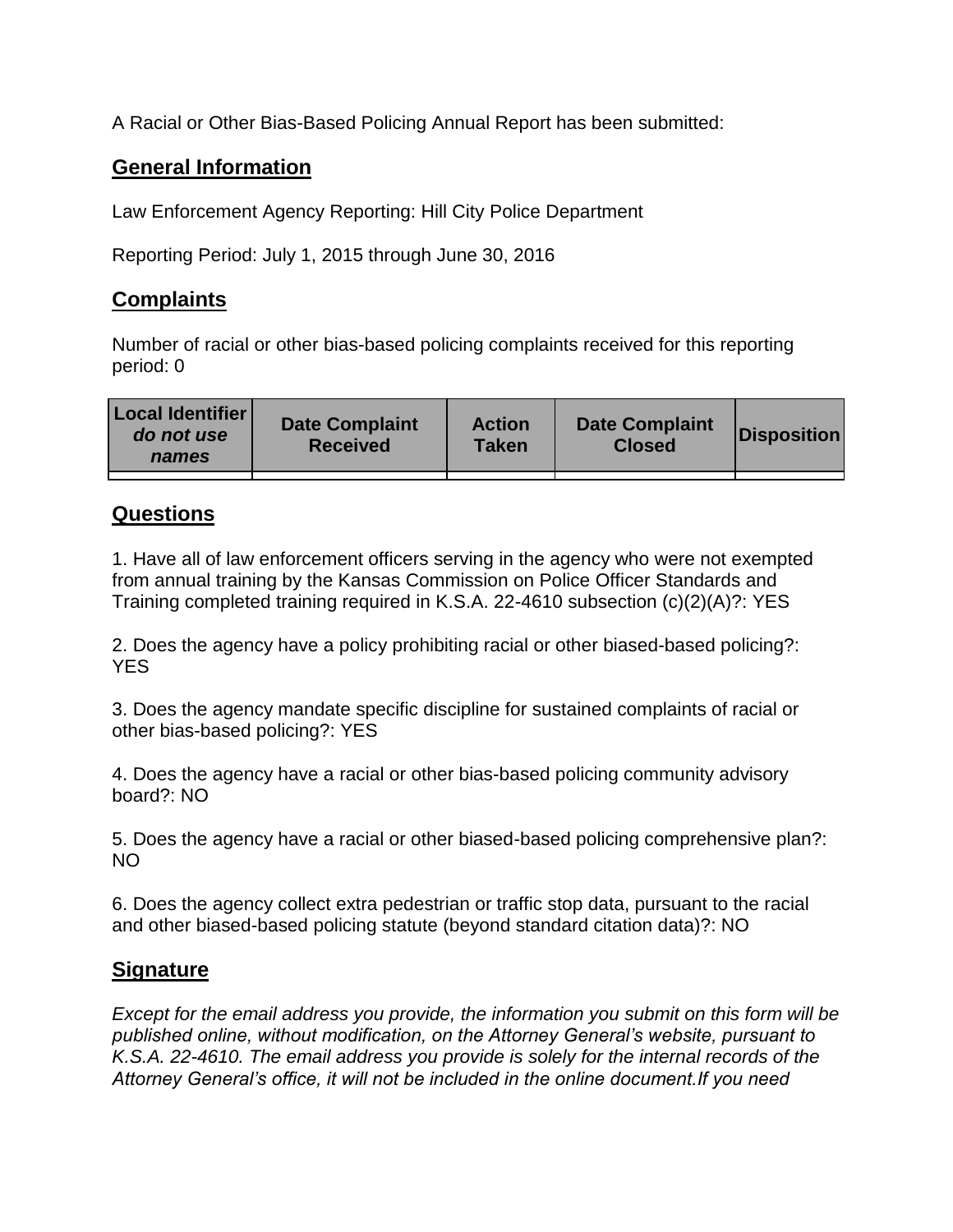A Racial or Other Bias-Based Policing Annual Report has been submitted:

## General Information

Law Enforcement Agency Reporting: Hill City Police Department

Reporting Period: July 1, 2015 through June 30, 2016

## Complaints

Number of racial or other bias-based policing complaints received for this reporting period: 0

| Local Identifier *do not use names* | Date Complaint Received | Action Taken | Date Complaint Closed | Disposition |
|---|---|---|---|---|
| | | | | |

## Questions

1. Have all of law enforcement officers serving in the agency who were not exempted from annual training by the Kansas Commission on Police Officer Standards and Training completed training required in K.S.A. 22-4610 subsection (c)(2)(A)?: YES

2. Does the agency have a policy prohibiting racial or other biased-based policing?: YES

3. Does the agency mandate specific discipline for sustained complaints of racial or other bias-based policing?: YES

4. Does the agency have a racial or other bias-based policing community advisory board?: NO

5. Does the agency have a racial or other biased-based policing comprehensive plan?: NO

6. Does the agency collect extra pedestrian or traffic stop data, pursuant to the racial and other biased-based policing statute (beyond standard citation data)?: NO

## Signature

*Except for the email address you provide, the information you submit on this form will be published online, without modification, on the Attorney General's website, pursuant to K.S.A. 22-4610. The email address you provide is solely for the internal records of the Attorney General's office, it will not be included in the online document.If you need*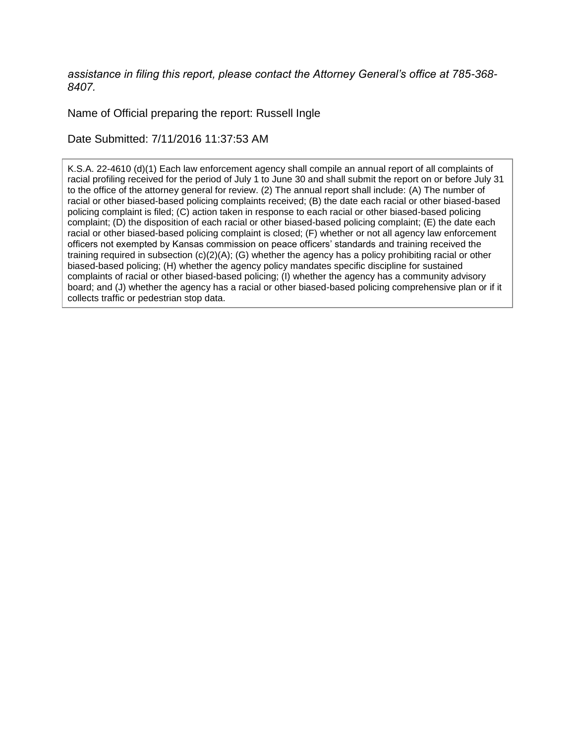*assistance in filing this report, please contact the Attorney General's office at 785-368-8407.*

Name of Official preparing the report: Russell Ingle

Date Submitted: 7/11/2016 11:37:53 AM

K.S.A. 22-4610 (d)(1) Each law enforcement agency shall compile an annual report of all complaints of racial profiling received for the period of July 1 to June 30 and shall submit the report on or before July 31 to the office of the attorney general for review. (2) The annual report shall include: (A) The number of racial or other biased-based policing complaints received; (B) the date each racial or other biased-based policing complaint is filed; (C) action taken in response to each racial or other biased-based policing complaint; (D) the disposition of each racial or other biased-based policing complaint; (E) the date each racial or other biased-based policing complaint is closed; (F) whether or not all agency law enforcement officers not exempted by Kansas commission on peace officers' standards and training received the training required in subsection (c)(2)(A); (G) whether the agency has a policy prohibiting racial or other biased-based policing; (H) whether the agency policy mandates specific discipline for sustained complaints of racial or other biased-based policing; (I) whether the agency has a community advisory board; and (J) whether the agency has a racial or other biased-based policing comprehensive plan or if it collects traffic or pedestrian stop data.